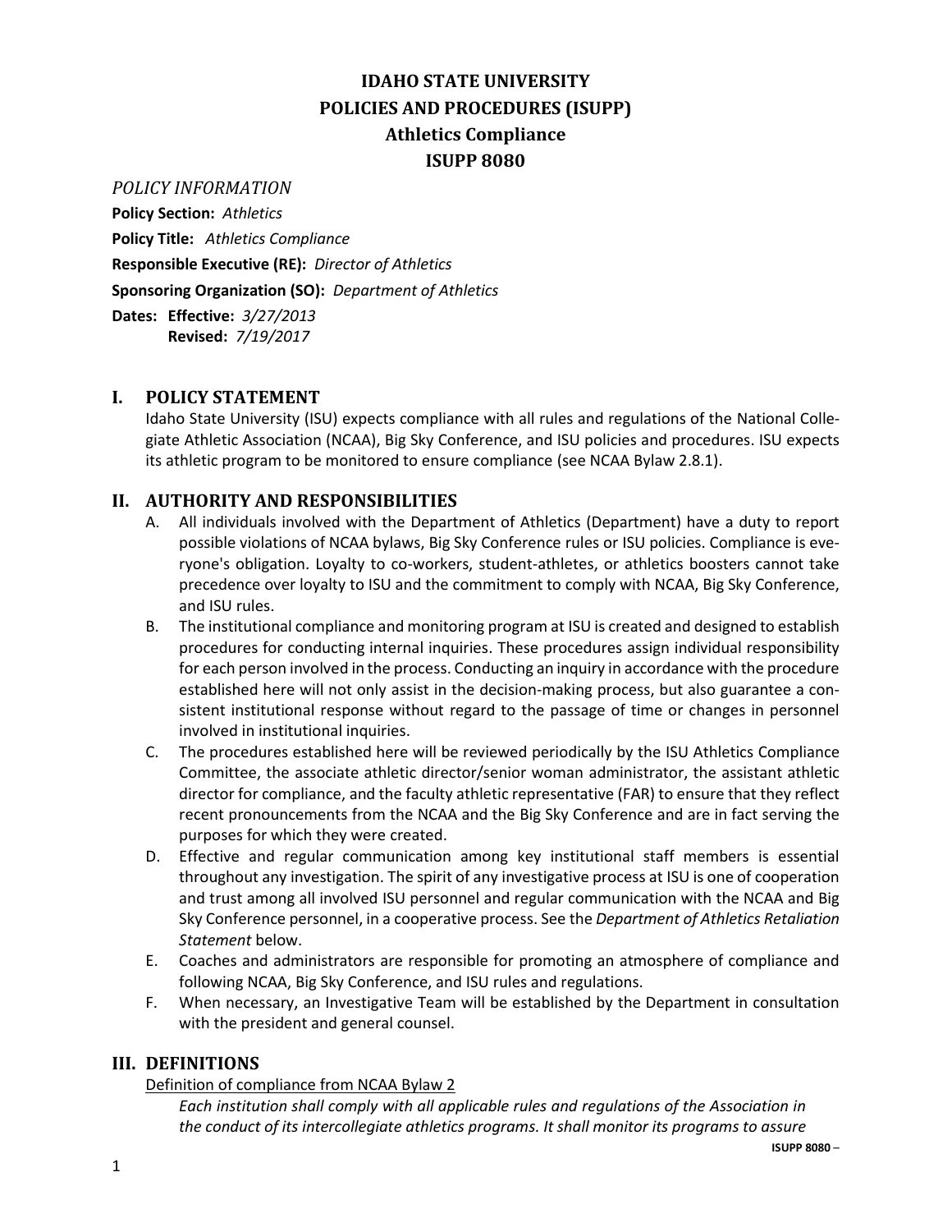# IDAHO STATE UNIVERSITY
# POLICIES AND PROCEDURES (ISUPP)
# Athletics Compliance
# ISUPP 8080

*POLICY INFORMATION*

**Policy Section:** *Athletics*

**Policy Title:** *Athletics Compliance*

**Responsible Executive (RE):** *Director of Athletics*

**Sponsoring Organization (SO):** *Department of Athletics*

**Dates: Effective:** *3/27/2013*
**Revised:** *7/19/2017*

## I. POLICY STATEMENT

Idaho State University (ISU) expects compliance with all rules and regulations of the National Collegiate Athletic Association (NCAA), Big Sky Conference, and ISU policies and procedures. ISU expects its athletic program to be monitored to ensure compliance (see NCAA Bylaw 2.8.1).

## II. AUTHORITY AND RESPONSIBILITIES

A. All individuals involved with the Department of Athletics (Department) have a duty to report possible violations of NCAA bylaws, Big Sky Conference rules or ISU policies. Compliance is everyone's obligation. Loyalty to co-workers, student-athletes, or athletics boosters cannot take precedence over loyalty to ISU and the commitment to comply with NCAA, Big Sky Conference, and ISU rules.

B. The institutional compliance and monitoring program at ISU is created and designed to establish procedures for conducting internal inquiries. These procedures assign individual responsibility for each person involved in the process. Conducting an inquiry in accordance with the procedure established here will not only assist in the decision-making process, but also guarantee a consistent institutional response without regard to the passage of time or changes in personnel involved in institutional inquiries.

C. The procedures established here will be reviewed periodically by the ISU Athletics Compliance Committee, the associate athletic director/senior woman administrator, the assistant athletic director for compliance, and the faculty athletic representative (FAR) to ensure that they reflect recent pronouncements from the NCAA and the Big Sky Conference and are in fact serving the purposes for which they were created.

D. Effective and regular communication among key institutional staff members is essential throughout any investigation. The spirit of any investigative process at ISU is one of cooperation and trust among all involved ISU personnel and regular communication with the NCAA and Big Sky Conference personnel, in a cooperative process. See the *Department of Athletics Retaliation Statement* below.

E. Coaches and administrators are responsible for promoting an atmosphere of compliance and following NCAA, Big Sky Conference, and ISU rules and regulations.

F. When necessary, an Investigative Team will be established by the Department in consultation with the president and general counsel.

## III. DEFINITIONS

Definition of compliance from NCAA Bylaw 2

*Each institution shall comply with all applicable rules and regulations of the Association in the conduct of its intercollegiate athletics programs. It shall monitor its programs to assure*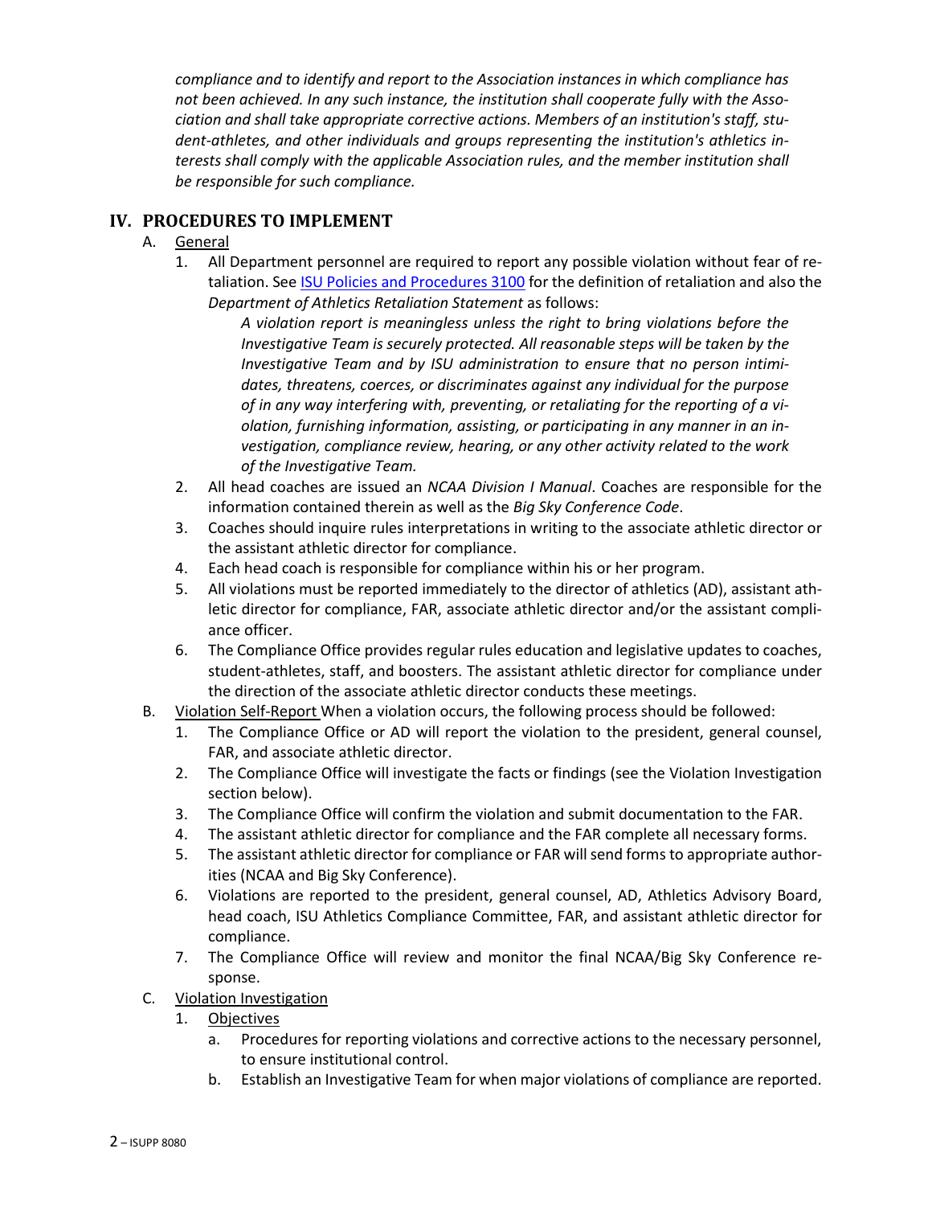*compliance and to identify and report to the Association instances in which compliance has not been achieved. In any such instance, the institution shall cooperate fully with the Association and shall take appropriate corrective actions. Members of an institution's staff, student-athletes, and other individuals and groups representing the institution's athletics interests shall comply with the applicable Association rules, and the member institution shall be responsible for such compliance.*

## IV. PROCEDURES TO IMPLEMENT

A. General

1. All Department personnel are required to report any possible violation without fear of retaliation. See [ISU Policies and Procedures 3100] for the definition of retaliation and also the *Department of Athletics Retaliation Statement* as follows:

   *A violation report is meaningless unless the right to bring violations before the Investigative Team is securely protected. All reasonable steps will be taken by the Investigative Team and by ISU administration to ensure that no person intimidates, threatens, coerces, or discriminates against any individual for the purpose of in any way interfering with, preventing, or retaliating for the reporting of a violation, furnishing information, assisting, or participating in any manner in an investigation, compliance review, hearing, or any other activity related to the work of the Investigative Team.*

2. All head coaches are issued an *NCAA Division I Manual*. Coaches are responsible for the information contained therein as well as the *Big Sky Conference Code*.
3. Coaches should inquire rules interpretations in writing to the associate athletic director or the assistant athletic director for compliance.
4. Each head coach is responsible for compliance within his or her program.
5. All violations must be reported immediately to the director of athletics (AD), assistant athletic director for compliance, FAR, associate athletic director and/or the assistant compliance officer.
6. The Compliance Office provides regular rules education and legislative updates to coaches, student-athletes, staff, and boosters. The assistant athletic director for compliance under the direction of the associate athletic director conducts these meetings.

B. Violation Self-Report When a violation occurs, the following process should be followed:

1. The Compliance Office or AD will report the violation to the president, general counsel, FAR, and associate athletic director.
2. The Compliance Office will investigate the facts or findings (see the Violation Investigation section below).
3. The Compliance Office will confirm the violation and submit documentation to the FAR.
4. The assistant athletic director for compliance and the FAR complete all necessary forms.
5. The assistant athletic director for compliance or FAR will send forms to appropriate authorities (NCAA and Big Sky Conference).
6. Violations are reported to the president, general counsel, AD, Athletics Advisory Board, head coach, ISU Athletics Compliance Committee, FAR, and assistant athletic director for compliance.
7. The Compliance Office will review and monitor the final NCAA/Big Sky Conference response.

C. Violation Investigation

1. Objectives
   a. Procedures for reporting violations and corrective actions to the necessary personnel, to ensure institutional control.
   b. Establish an Investigative Team for when major violations of compliance are reported.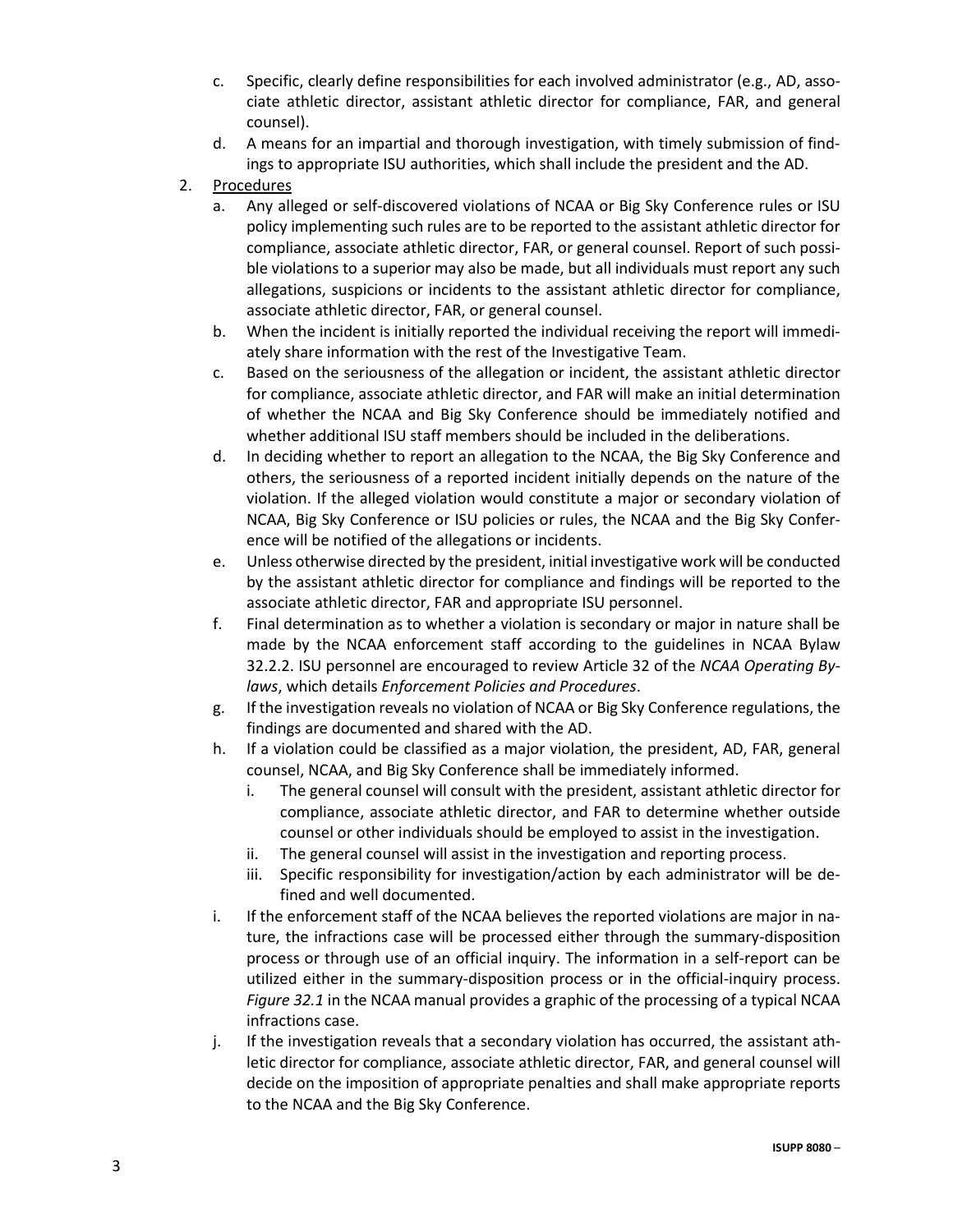c. Specific, clearly define responsibilities for each involved administrator (e.g., AD, associate athletic director, assistant athletic director for compliance, FAR, and general counsel).

d. A means for an impartial and thorough investigation, with timely submission of findings to appropriate ISU authorities, which shall include the president and the AD.

2. Procedures

   a. Any alleged or self-discovered violations of NCAA or Big Sky Conference rules or ISU policy implementing such rules are to be reported to the assistant athletic director for compliance, associate athletic director, FAR, or general counsel. Report of such possible violations to a superior may also be made, but all individuals must report any such allegations, suspicions or incidents to the assistant athletic director for compliance, associate athletic director, FAR, or general counsel.

   b. When the incident is initially reported the individual receiving the report will immediately share information with the rest of the Investigative Team.

   c. Based on the seriousness of the allegation or incident, the assistant athletic director for compliance, associate athletic director, and FAR will make an initial determination of whether the NCAA and Big Sky Conference should be immediately notified and whether additional ISU staff members should be included in the deliberations.

   d. In deciding whether to report an allegation to the NCAA, the Big Sky Conference and others, the seriousness of a reported incident initially depends on the nature of the violation. If the alleged violation would constitute a major or secondary violation of NCAA, Big Sky Conference or ISU policies or rules, the NCAA and the Big Sky Conference will be notified of the allegations or incidents.

   e. Unless otherwise directed by the president, initial investigative work will be conducted by the assistant athletic director for compliance and findings will be reported to the associate athletic director, FAR and appropriate ISU personnel.

   f. Final determination as to whether a violation is secondary or major in nature shall be made by the NCAA enforcement staff according to the guidelines in NCAA Bylaw 32.2.2. ISU personnel are encouraged to review Article 32 of the *NCAA Operating Bylaws*, which details *Enforcement Policies and Procedures*.

   g. If the investigation reveals no violation of NCAA or Big Sky Conference regulations, the findings are documented and shared with the AD.

   h. If a violation could be classified as a major violation, the president, AD, FAR, general counsel, NCAA, and Big Sky Conference shall be immediately informed.

      i. The general counsel will consult with the president, assistant athletic director for compliance, associate athletic director, and FAR to determine whether outside counsel or other individuals should be employed to assist in the investigation.

      ii. The general counsel will assist in the investigation and reporting process.

      iii. Specific responsibility for investigation/action by each administrator will be defined and well documented.

   i. If the enforcement staff of the NCAA believes the reported violations are major in nature, the infractions case will be processed either through the summary-disposition process or through use of an official inquiry. The information in a self-report can be utilized either in the summary-disposition process or in the official-inquiry process. *Figure 32.1* in the NCAA manual provides a graphic of the processing of a typical NCAA infractions case.

   j. If the investigation reveals that a secondary violation has occurred, the assistant athletic director for compliance, associate athletic director, FAR, and general counsel will decide on the imposition of appropriate penalties and shall make appropriate reports to the NCAA and the Big Sky Conference.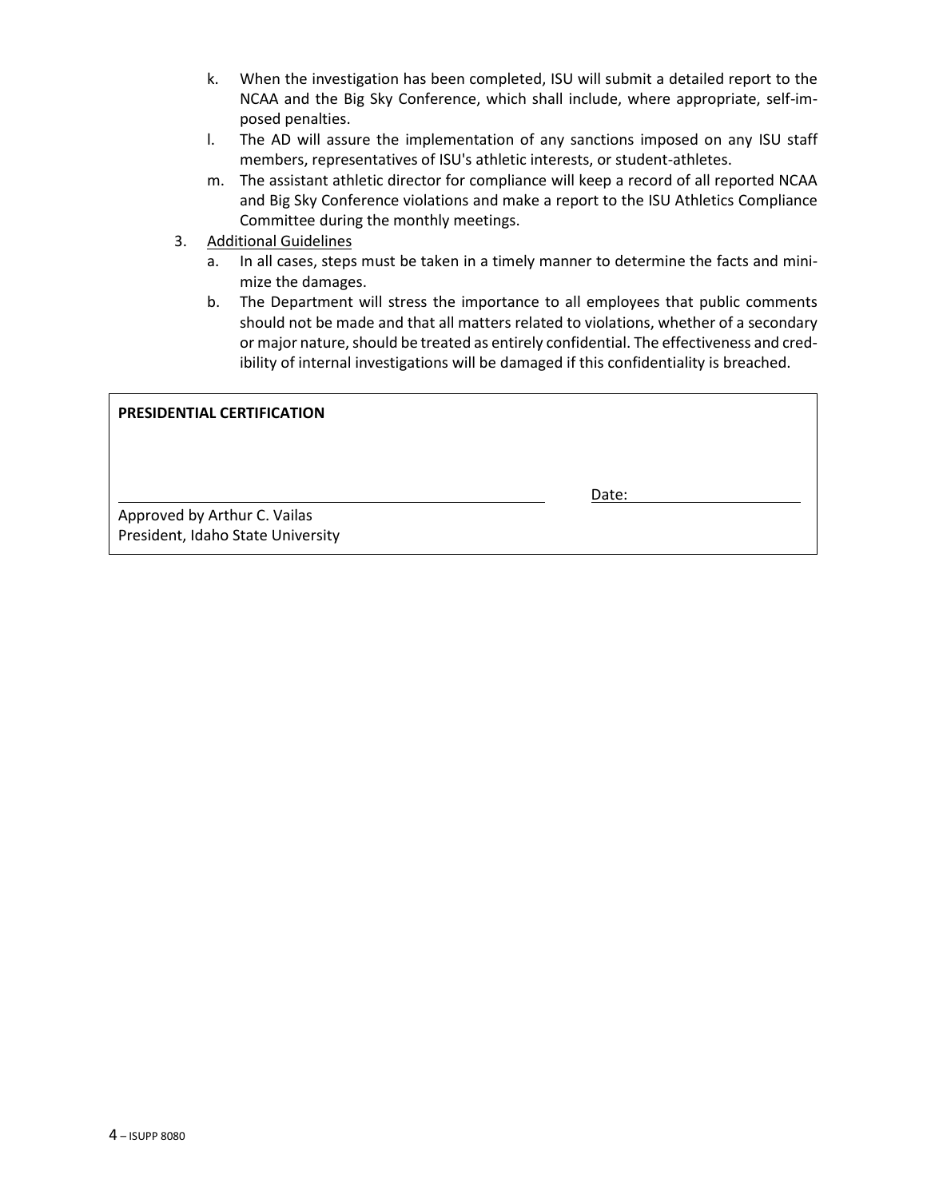k. When the investigation has been completed, ISU will submit a detailed report to the NCAA and the Big Sky Conference, which shall include, where appropriate, self-imposed penalties.

l. The AD will assure the implementation of any sanctions imposed on any ISU staff members, representatives of ISU's athletic interests, or student-athletes.

m. The assistant athletic director for compliance will keep a record of all reported NCAA and Big Sky Conference violations and make a report to the ISU Athletics Compliance Committee during the monthly meetings.

3. Additional Guidelines

   a. In all cases, steps must be taken in a timely manner to determine the facts and minimize the damages.

   b. The Department will stress the importance to all employees that public comments should not be made and that all matters related to violations, whether of a secondary or major nature, should be treated as entirely confidential. The effectiveness and credibility of internal investigations will be damaged if this confidentiality is breached.

**PRESIDENTIAL CERTIFICATION**

_______________________________________ Date: ____________________

Approved by Arthur C. Vailas
President, Idaho State University